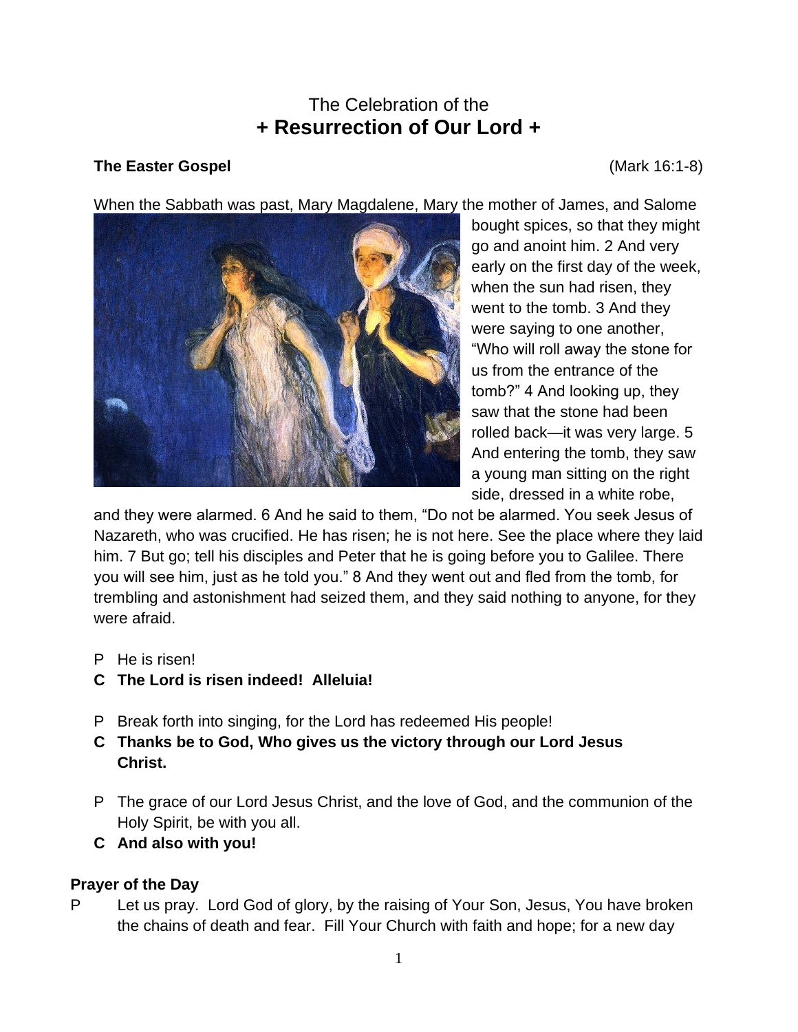# The Celebration of the
# + Resurrection of Our Lord +

**The Easter Gospel** (Mark 16:1-8)

When the Sabbath was past, Mary Magdalene, Mary the mother of James, and Salome bought spices, so that they might go and anoint him. 2 And very early on the first day of the week, when the sun had risen, they went to the tomb. 3 And they were saying to one another, "Who will roll away the stone for us from the entrance of the tomb?" 4 And looking up, they saw that the stone had been rolled back—it was very large. 5 And entering the tomb, they saw a young man sitting on the right side, dressed in a white robe, and they were alarmed. 6 And he said to them, "Do not be alarmed. You seek Jesus of Nazareth, who was crucified. He has risen; he is not here. See the place where they laid him. 7 But go; tell his disciples and Peter that he is going before you to Galilee. There you will see him, just as he told you." 8 And they went out and fled from the tomb, for trembling and astonishment had seized them, and they said nothing to anyone, for they were afraid.

P He is risen!

**C The Lord is risen indeed! Alleluia!**

P Break forth into singing, for the Lord has redeemed His people!

**C Thanks be to God, Who gives us the victory through our Lord Jesus Christ.**

P The grace of our Lord Jesus Christ, and the love of God, and the communion of the Holy Spirit, be with you all.

**C And also with you!**

**Prayer of the Day**

P Let us pray. Lord God of glory, by the raising of Your Son, Jesus, You have broken the chains of death and fear. Fill Your Church with faith and hope; for a new day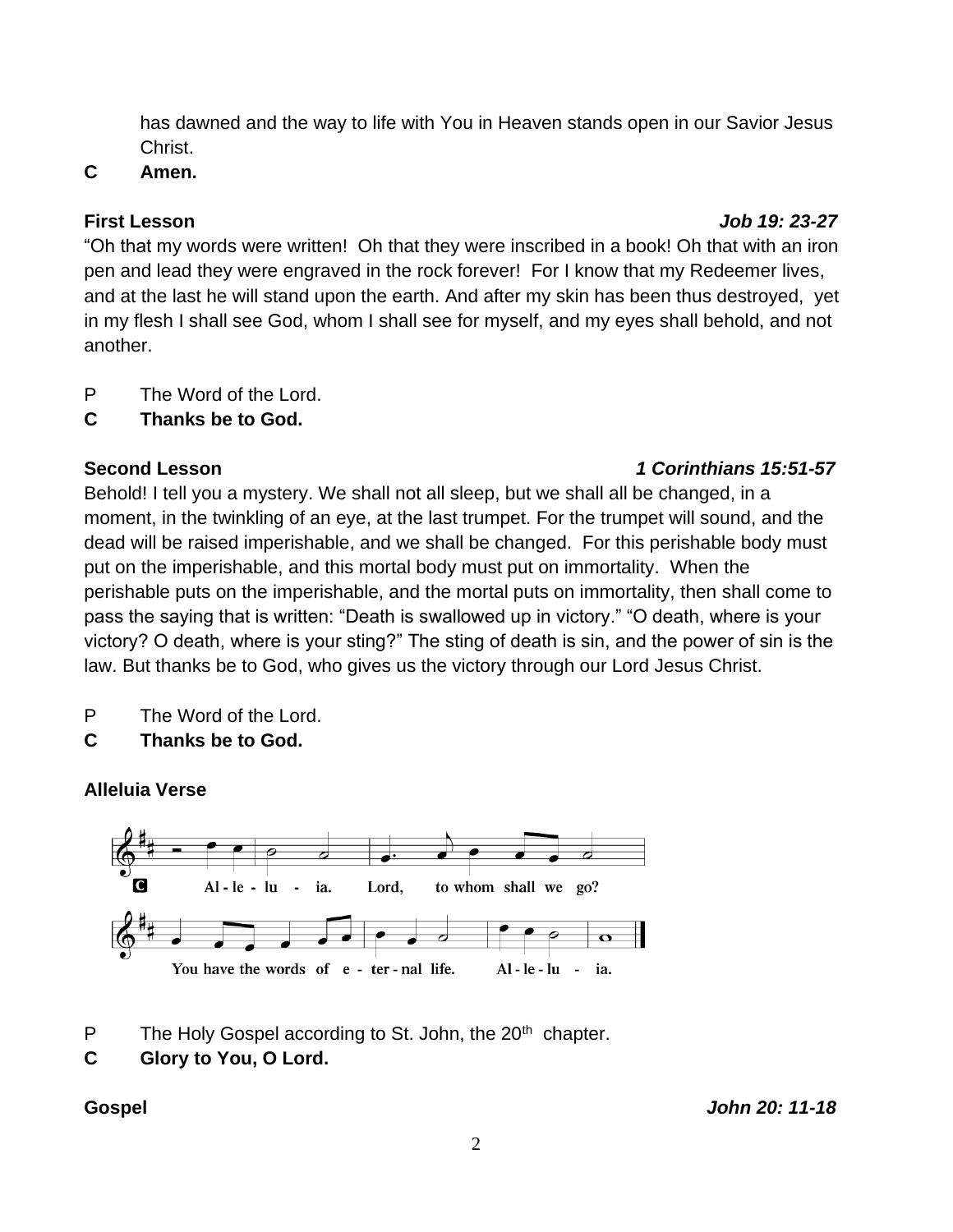has dawned and the way to life with You in Heaven stands open in our Savior Jesus Christ.

**C Amen.**

**First Lesson** ***Job 19: 23-27***

“Oh that my words were written! Oh that they were inscribed in a book! Oh that with an iron pen and lead they were engraved in the rock forever! For I know that my Redeemer lives, and at the last he will stand upon the earth. And after my skin has been thus destroyed, yet in my flesh I shall see God, whom I shall see for myself, and my eyes shall behold, and not another.

P The Word of the Lord.

**C Thanks be to God.**

**Second Lesson** ***1 Corinthians 15:51-57***

Behold! I tell you a mystery. We shall not all sleep, but we shall all be changed, in a moment, in the twinkling of an eye, at the last trumpet. For the trumpet will sound, and the dead will be raised imperishable, and we shall be changed. For this perishable body must put on the imperishable, and this mortal body must put on immortality. When the perishable puts on the imperishable, and the mortal puts on immortality, then shall come to pass the saying that is written: “Death is swallowed up in victory.” “O death, where is your victory? O death, where is your sting?” The sting of death is sin, and the power of sin is the law. But thanks be to God, who gives us the victory through our Lord Jesus Christ.

P The Word of the Lord.

**C Thanks be to God.**

**Alleluia Verse**

C Al-le-lu-ia. Lord, to whom shall we go? You have the words of e-ter-nal life. Al-le-lu-ia.

P The Holy Gospel according to St. John, the 20th chapter.

**C Glory to You, O Lord.**

**Gospel** ***John 20: 11-18***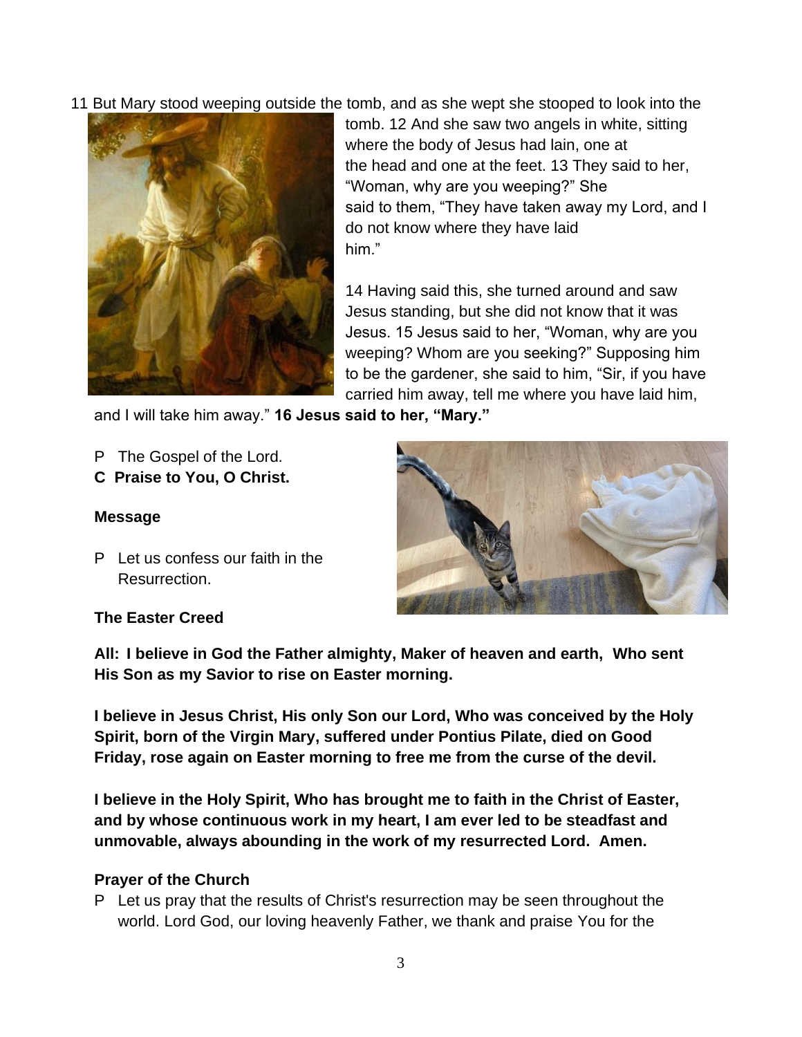11 But Mary stood weeping outside the tomb, and as she wept she stooped to look into the tomb. 12 And she saw two angels in white, sitting where the body of Jesus had lain, one at the head and one at the feet. 13 They said to her, "Woman, why are you weeping?" She said to them, "They have taken away my Lord, and I do not know where they have laid him."

14 Having said this, she turned around and saw Jesus standing, but she did not know that it was Jesus. 15 Jesus said to her, "Woman, why are you weeping? Whom are you seeking?" Supposing him to be the gardener, she said to him, "Sir, if you have carried him away, tell me where you have laid him, and I will take him away." **16 Jesus said to her, "Mary."**

P The Gospel of the Lord.
**C Praise to You, O Christ.**

**Message**

P Let us confess our faith in the Resurrection.

**The Easter Creed**

**All: I believe in God the Father almighty, Maker of heaven and earth, Who sent His Son as my Savior to rise on Easter morning.**

**I believe in Jesus Christ, His only Son our Lord, Who was conceived by the Holy Spirit, born of the Virgin Mary, suffered under Pontius Pilate, died on Good Friday, rose again on Easter morning to free me from the curse of the devil.**

**I believe in the Holy Spirit, Who has brought me to faith in the Christ of Easter, and by whose continuous work in my heart, I am ever led to be steadfast and unmovable, always abounding in the work of my resurrected Lord. Amen.**

**Prayer of the Church**

P Let us pray that the results of Christ's resurrection may be seen throughout the world. Lord God, our loving heavenly Father, we thank and praise You for the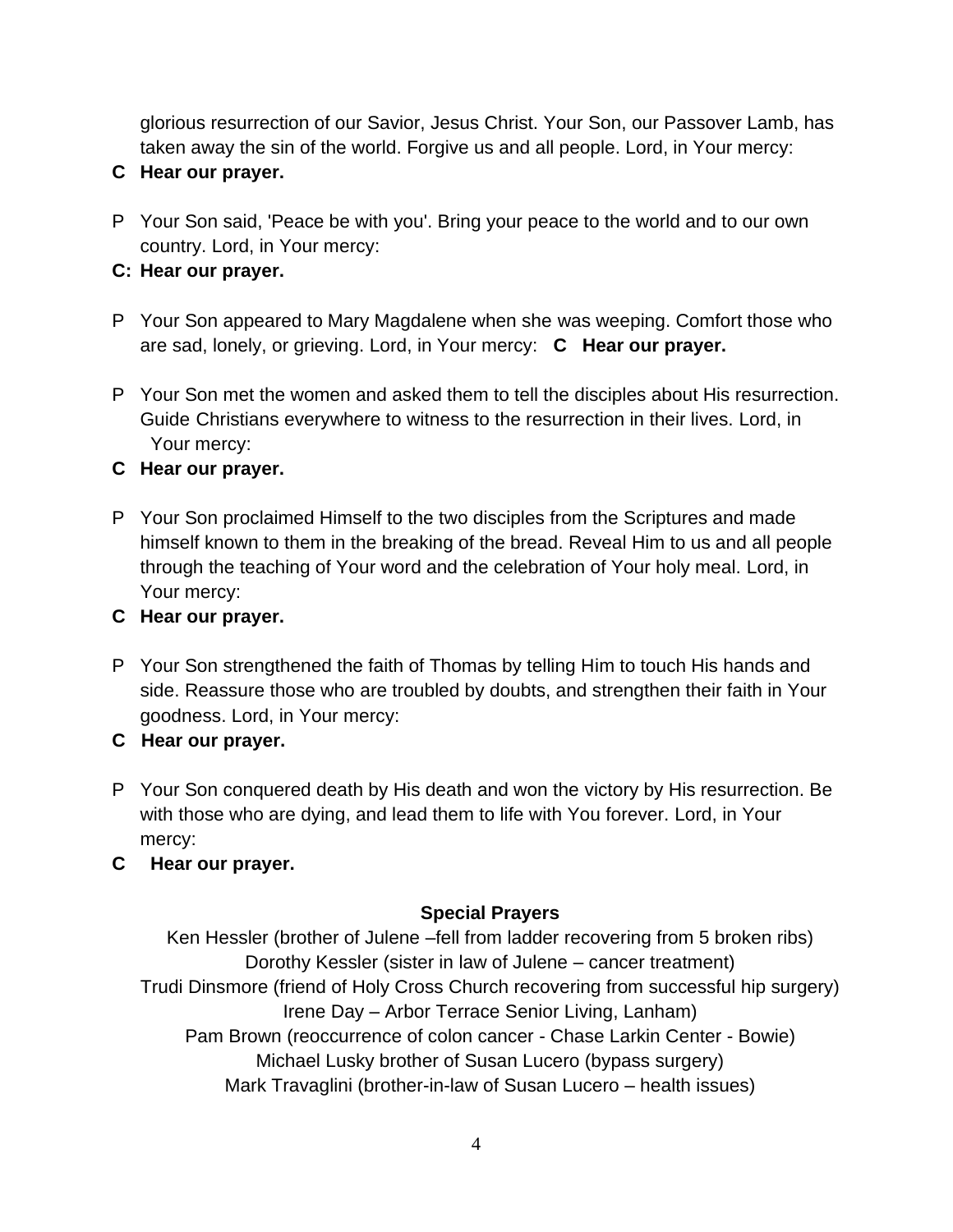glorious resurrection of our Savior, Jesus Christ. Your Son, our Passover Lamb, has taken away the sin of the world. Forgive us and all people. Lord, in Your mercy:

**C Hear our prayer.**

P Your Son said, 'Peace be with you'. Bring your peace to the world and to our own country. Lord, in Your mercy:

**C: Hear our prayer.**

P Your Son appeared to Mary Magdalene when she was weeping. Comfort those who are sad, lonely, or grieving. Lord, in Your mercy: **C Hear our prayer.**

P Your Son met the women and asked them to tell the disciples about His resurrection. Guide Christians everywhere to witness to the resurrection in their lives. Lord, in Your mercy:

**C Hear our prayer.**

P Your Son proclaimed Himself to the two disciples from the Scriptures and made himself known to them in the breaking of the bread. Reveal Him to us and all people through the teaching of Your word and the celebration of Your holy meal. Lord, in Your mercy:

**C Hear our prayer.**

P Your Son strengthened the faith of Thomas by telling Him to touch His hands and side. Reassure those who are troubled by doubts, and strengthen their faith in Your goodness. Lord, in Your mercy:

**C Hear our prayer.**

P Your Son conquered death by His death and won the victory by His resurrection. Be with those who are dying, and lead them to life with You forever. Lord, in Your mercy:

**C Hear our prayer.**

**Special Prayers**

Ken Hessler (brother of Julene –fell from ladder recovering from 5 broken ribs)
Dorothy Kessler (sister in law of Julene – cancer treatment)
Trudi Dinsmore (friend of Holy Cross Church recovering from successful hip surgery)
Irene Day – Arbor Terrace Senior Living, Lanham)
Pam Brown (reoccurrence of colon cancer - Chase Larkin Center - Bowie)
Michael Lusky brother of Susan Lucero (bypass surgery)
Mark Travaglini (brother-in-law of Susan Lucero – health issues)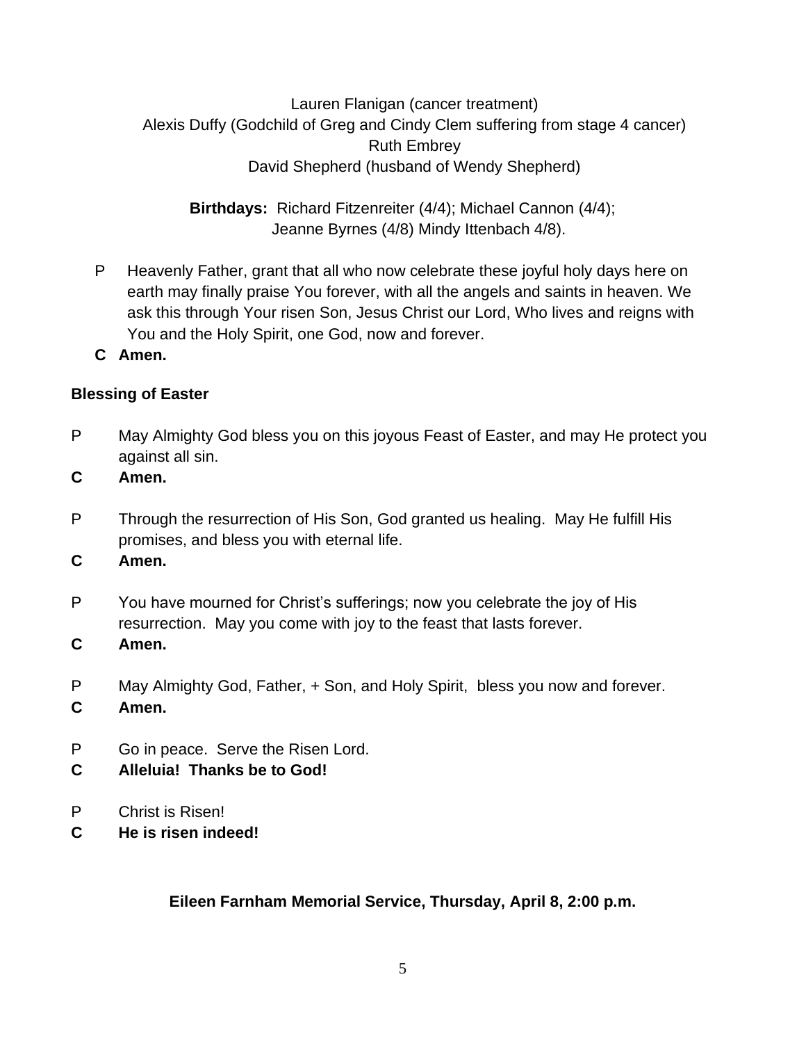Lauren Flanigan (cancer treatment)
Alexis Duffy (Godchild of Greg and Cindy Clem suffering from stage 4 cancer)
Ruth Embrey
David Shepherd (husband of Wendy Shepherd)

**Birthdays:** Richard Fitzenreiter (4/4); Michael Cannon (4/4); Jeanne Byrnes (4/8) Mindy Ittenbach 4/8).

P Heavenly Father, grant that all who now celebrate these joyful holy days here on earth may finally praise You forever, with all the angels and saints in heaven. We ask this through Your risen Son, Jesus Christ our Lord, Who lives and reigns with You and the Holy Spirit, one God, now and forever.

**C Amen.**

**Blessing of Easter**

P May Almighty God bless you on this joyous Feast of Easter, and may He protect you against all sin.

**C Amen.**

P Through the resurrection of His Son, God granted us healing. May He fulfill His promises, and bless you with eternal life.

**C Amen.**

P You have mourned for Christ's sufferings; now you celebrate the joy of His resurrection. May you come with joy to the feast that lasts forever.

**C Amen.**

P May Almighty God, Father, + Son, and Holy Spirit, bless you now and forever.

**C Amen.**

P Go in peace. Serve the Risen Lord.

**C Alleluia! Thanks be to God!**

P Christ is Risen!

**C He is risen indeed!**

**Eileen Farnham Memorial Service, Thursday, April 8, 2:00 p.m.**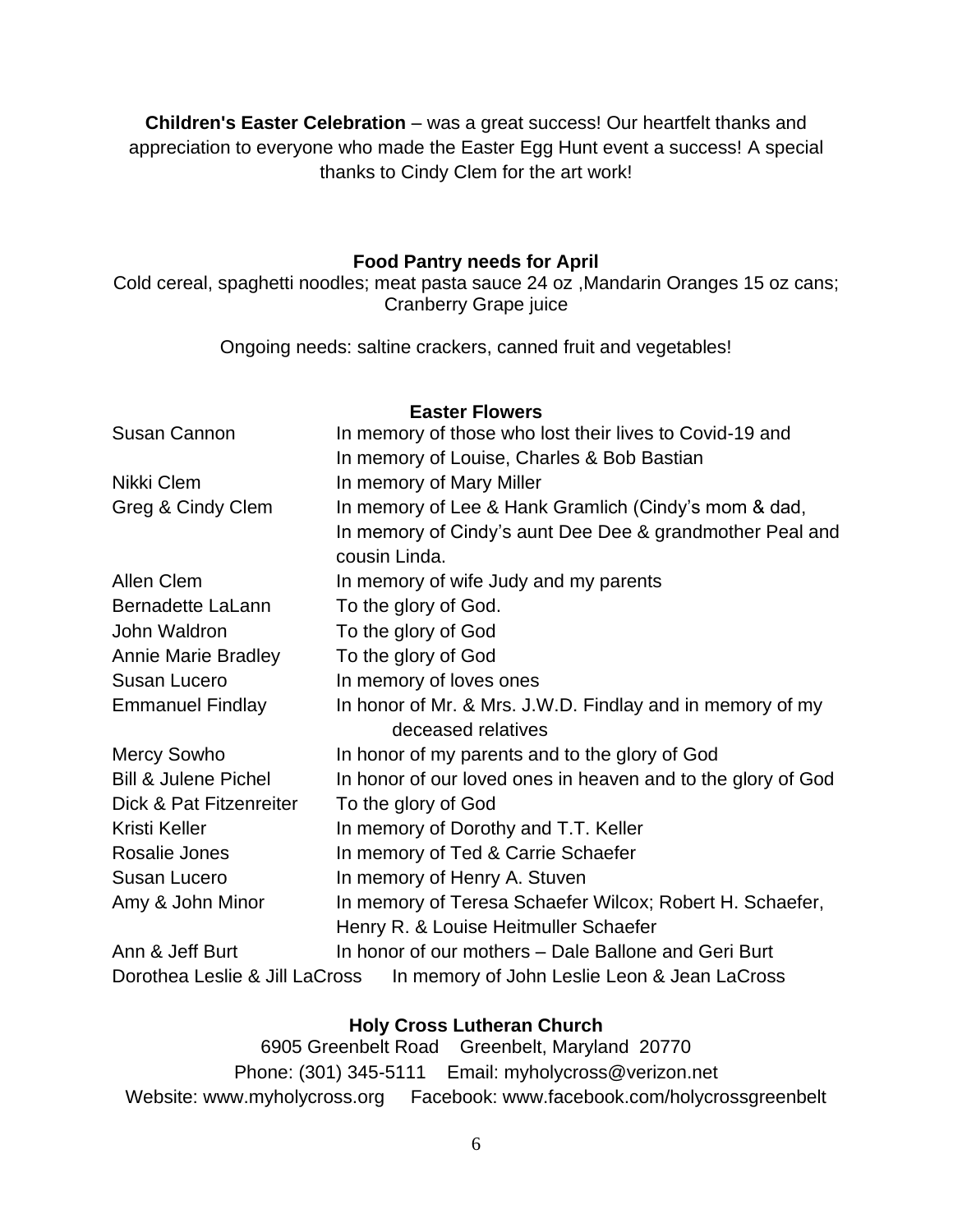**Children's Easter Celebration** – was a great success! Our heartfelt thanks and appreciation to everyone who made the Easter Egg Hunt event a success! A special thanks to Cindy Clem for the art work!

### Food Pantry needs for April

Cold cereal, spaghetti noodles; meat pasta sauce 24 oz ,Mandarin Oranges 15 oz cans; Cranberry Grape juice

Ongoing needs: saltine crackers, canned fruit and vegetables!

### Easter Flowers

| | |
|---|---|
| Susan Cannon | In memory of those who lost their lives to Covid-19 and In memory of Louise, Charles & Bob Bastian |
| Nikki Clem | In memory of Mary Miller |
| Greg & Cindy Clem | In memory of Lee & Hank Gramlich (Cindy's mom & dad, In memory of Cindy's aunt Dee Dee & grandmother Peal and cousin Linda. |
| Allen Clem | In memory of wife Judy and my parents |
| Bernadette LaLann | To the glory of God. |
| John Waldron | To the glory of God |
| Annie Marie Bradley | To the glory of God |
| Susan Lucero | In memory of loves ones |
| Emmanuel Findlay | In honor of Mr. & Mrs. J.W.D. Findlay and in memory of my deceased relatives |
| Mercy Sowho | In honor of my parents and to the glory of God |
| Bill & Julene Pichel | In honor of our loved ones in heaven and to the glory of God |
| Dick & Pat Fitzenreiter | To the glory of God |
| Kristi Keller | In memory of Dorothy and T.T. Keller |
| Rosalie Jones | In memory of Ted & Carrie Schaefer |
| Susan Lucero | In memory of Henry A. Stuven |
| Amy & John Minor | In memory of Teresa Schaefer Wilcox; Robert H. Schaefer, Henry R. & Louise Heitmuller Schaefer |
| Ann & Jeff Burt | In honor of our mothers – Dale Ballone and Geri Burt |
| Dorothea Leslie & Jill LaCross | In memory of John Leslie Leon & Jean LaCross |

**Holy Cross Lutheran Church**
6905 Greenbelt Road Greenbelt, Maryland 20770
Phone: (301) 345-5111 Email: myholycross@verizon.net
Website: www.myholycross.org Facebook: www.facebook.com/holycrossgreenbelt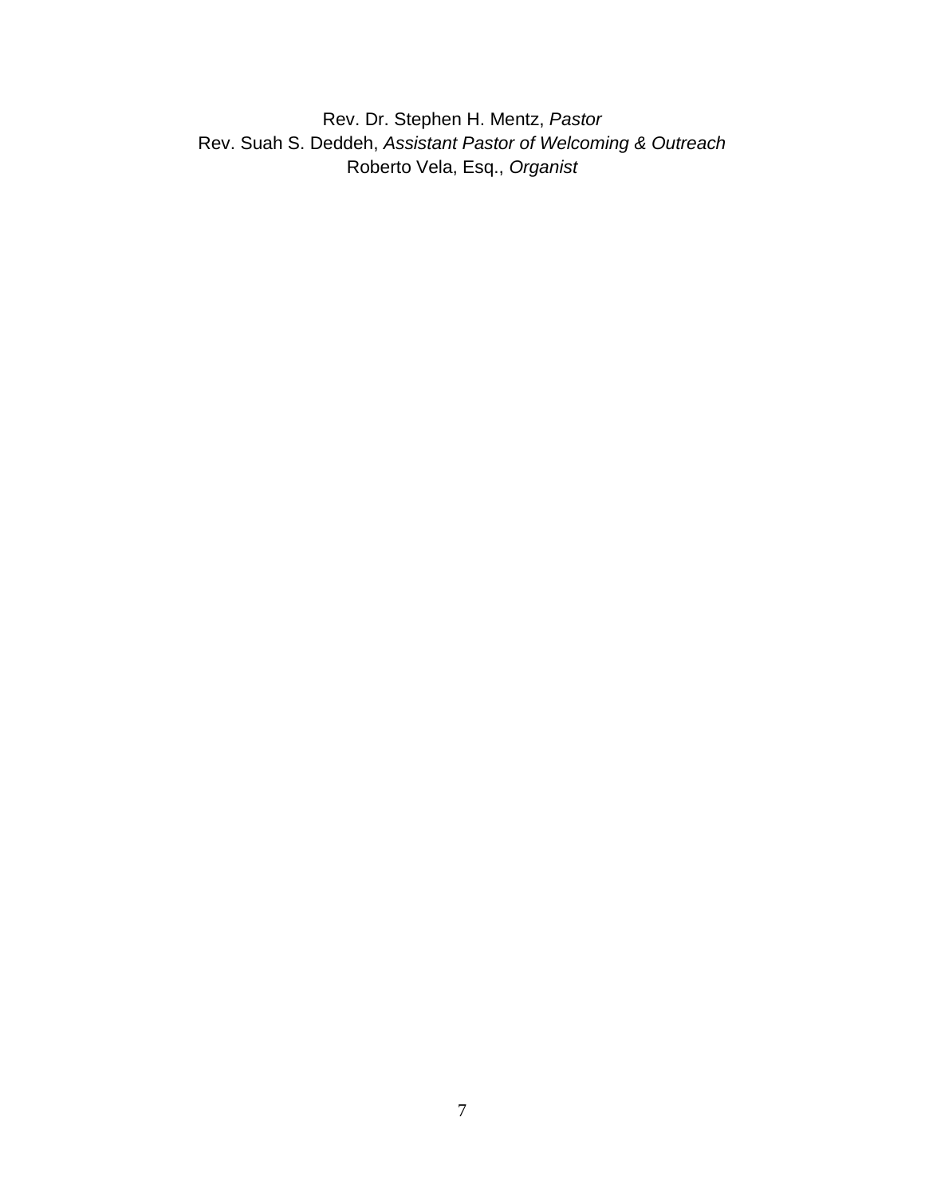Rev. Dr. Stephen H. Mentz, *Pastor*
Rev. Suah S. Deddeh, *Assistant Pastor of Welcoming & Outreach*
Roberto Vela, Esq., *Organist*